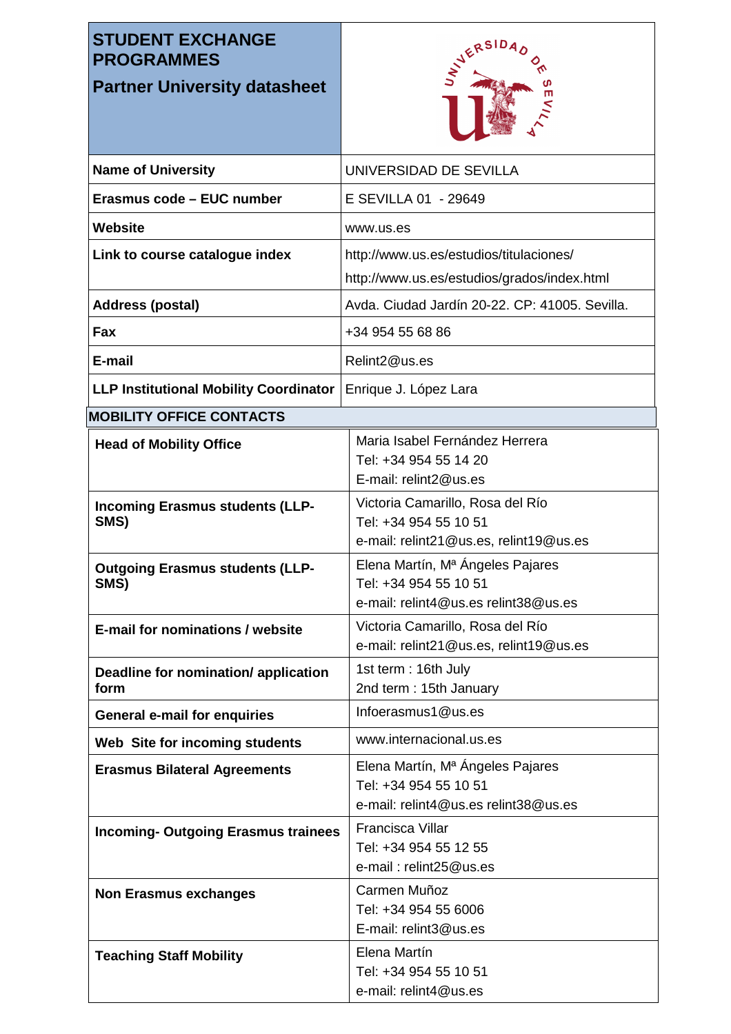| **STUDENT EXCHANGE PROGRAMMES**<br>**Partner University datasheet** | |
|---|---|
| **Name of University** | UNIVERSIDAD DE SEVILLA |
| **Erasmus code – EUC number** | E SEVILLA 01 - 29649 |
| **Website** | www.us.es |
| **Link to course catalogue index** | http://www.us.es/estudios/titulaciones/<br>http://www.us.es/estudios/grados/index.html |
| **Address (postal)** | Avda. Ciudad Jardín 20-22. CP: 41005. Sevilla. |
| **Fax** | +34 954 55 68 86 |
| **E-mail** | Relint2@us.es |
| **LLP Institutional Mobility Coordinator** | Enrique J. López Lara |

**MOBILITY OFFICE CONTACTS**

| | |
|---|---|
| **Head of Mobility Office** | Maria Isabel Fernández Herrera<br>Tel: +34 954 55 14 20<br>E-mail: relint2@us.es |
| **Incoming Erasmus students (LLP-SMS)** | Victoria Camarillo, Rosa del Río<br>Tel: +34 954 55 10 51<br>e-mail: relint21@us.es, relint19@us.es |
| **Outgoing Erasmus students (LLP-SMS)** | Elena Martín, Mª Ángeles Pajares<br>Tel: +34 954 55 10 51<br>e-mail: relint4@us.es relint38@us.es |
| **E-mail for nominations / website** | Victoria Camarillo, Rosa del Río<br>e-mail: relint21@us.es, relint19@us.es |
| **Deadline for nomination/ application form** | 1st term : 16th July<br>2nd term : 15th January |
| **General e-mail for enquiries** | Infoerasmus1@us.es |
| **Web Site for incoming students** | www.internacional.us.es |
| **Erasmus Bilateral Agreements** | Elena Martín, Mª Ángeles Pajares<br>Tel: +34 954 55 10 51<br>e-mail: relint4@us.es relint38@us.es |
| **Incoming- Outgoing Erasmus trainees** | Francisca Villar<br>Tel: +34 954 55 12 55<br>e-mail : relint25@us.es |
| **Non Erasmus exchanges** | Carmen Muñoz<br>Tel: +34 954 55 6006<br>E-mail: relint3@us.es |
| **Teaching Staff Mobility** | Elena Martín<br>Tel: +34 954 55 10 51<br>e-mail: relint4@us.es |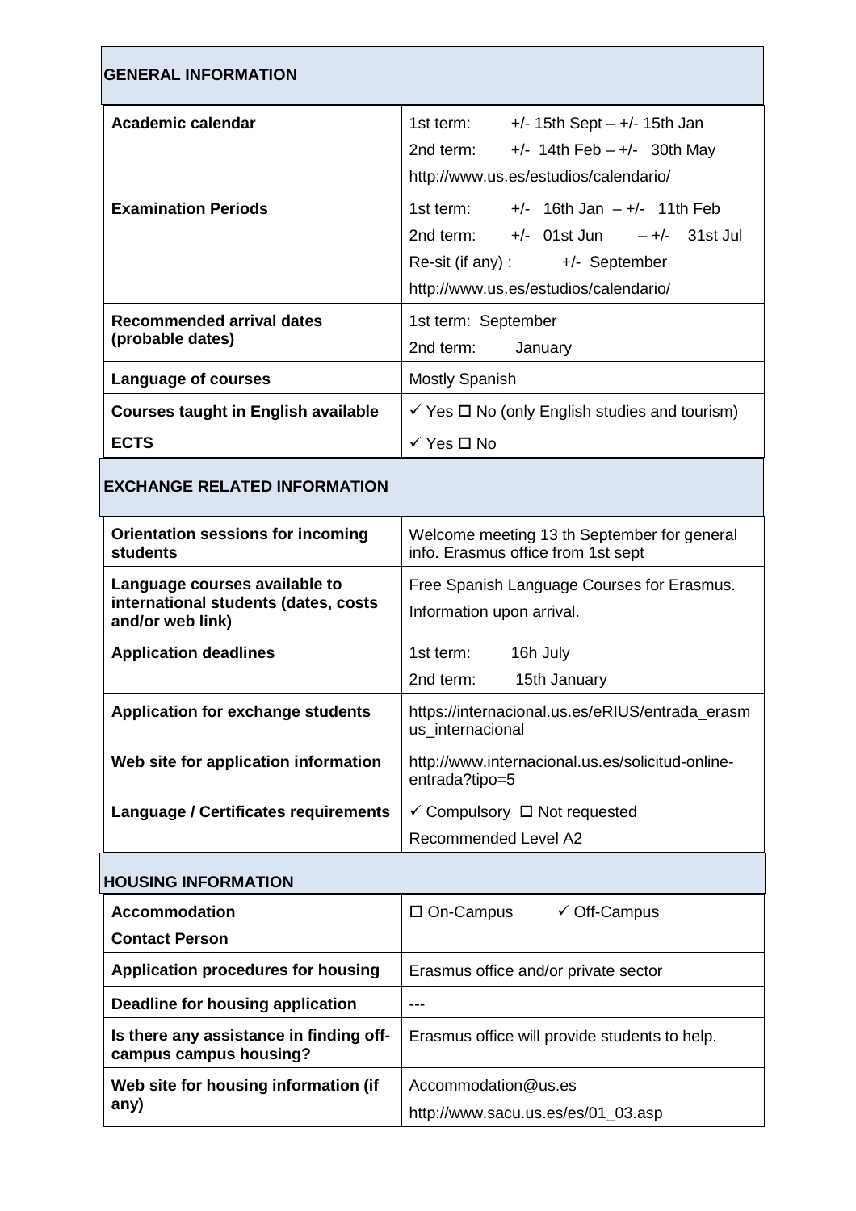## GENERAL INFORMATION

| | |
|---|---|
| **Academic calendar** | 1st term: +/- 15th Sept – +/- 15th Jan<br>2nd term: +/- 14th Feb – +/- 30th May<br>http://www.us.es/estudios/calendario/ |
| **Examination Periods** | 1st term: +/- 16th Jan – +/- 11th Feb<br>2nd term: +/- 01st Jun – +/- 31st Jul<br>Re-sit (if any) : +/- September<br>http://www.us.es/estudios/calendario/ |
| **Recommended arrival dates (probable dates)** | 1st term: September<br>2nd term: January |
| **Language of courses** | Mostly Spanish |
| **Courses taught in English available** | ✓ Yes ☐ No (only English studies and tourism) |
| **ECTS** | ✓ Yes ☐ No |

## EXCHANGE RELATED INFORMATION

| | |
|---|---|
| **Orientation sessions for incoming students** | Welcome meeting 13 th September for general info. Erasmus office from 1st sept |
| **Language courses available to international students (dates, costs and/or web link)** | Free Spanish Language Courses for Erasmus.<br>Information upon arrival. |
| **Application deadlines** | 1st term: 16h July<br>2nd term: 15th January |
| **Application for exchange students** | https://internacional.us.es/eRIUS/entrada_erasmus_internacional |
| **Web site for application information** | http://www.internacional.us.es/solicitud-online-entrada?tipo=5 |
| **Language / Certificates requirements** | ✓ Compulsory ☐ Not requested<br>Recommended Level A2 |

## HOUSING INFORMATION

| | |
|---|---|
| **Accommodation**<br>**Contact Person** | ☐ On-Campus ✓ Off-Campus |
| **Application procedures for housing** | Erasmus office and/or private sector |
| **Deadline for housing application** | --- |
| **Is there any assistance in finding off-campus campus housing?** | Erasmus office will provide students to help. |
| **Web site for housing information (if any)** | Accommodation@us.es<br>http://www.sacu.us.es/es/01_03.asp |